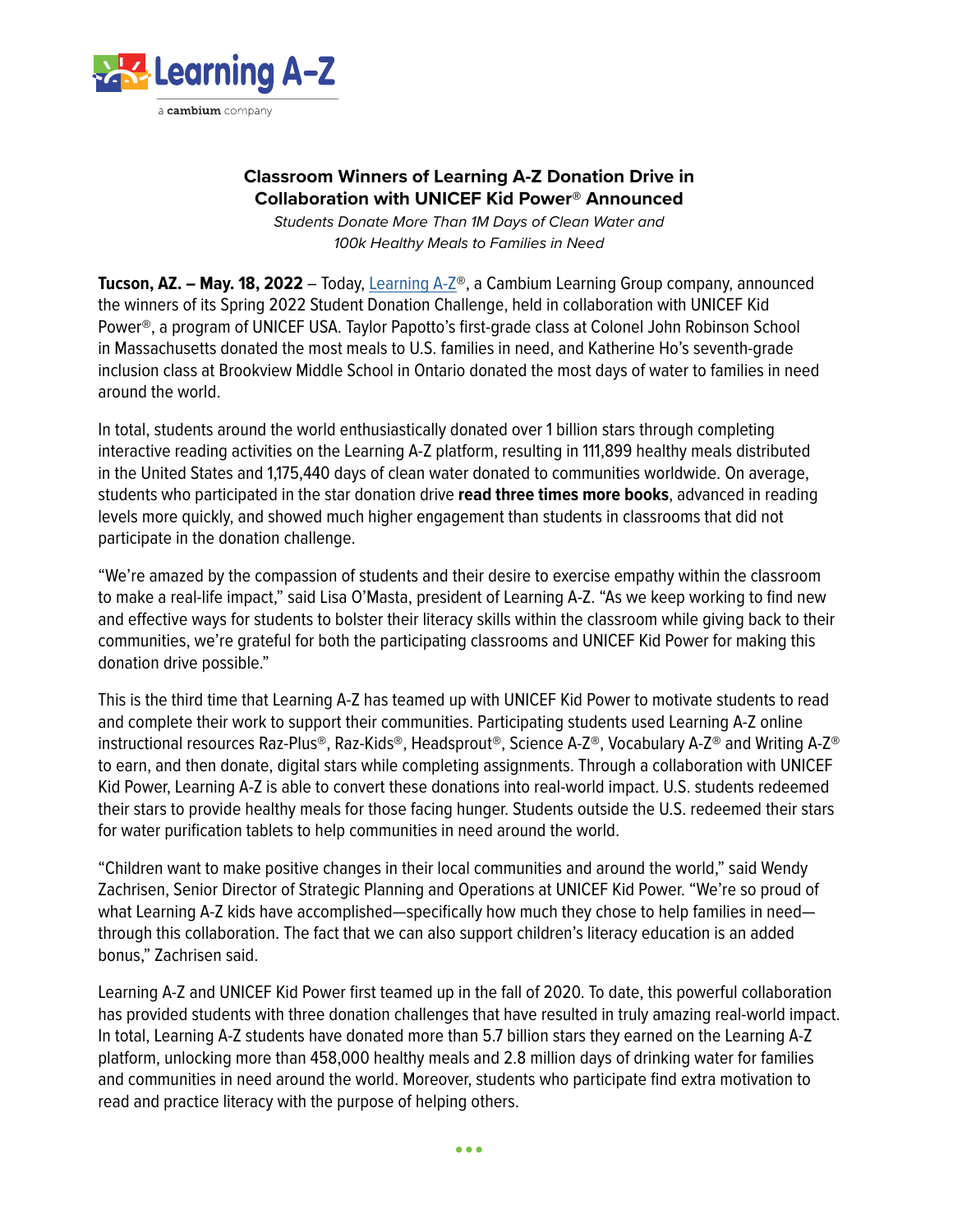# Classroom Winners of Learning A-Z Donation Drive in Collaboration with UNICEF Kid Power® Announced

*Students Donate More Than 1M Days of Clean Water and 100k Healthy Meals to Families in Need*

**Tucson, AZ. – May. 18, 2022** – Today, Learning A-Z®, a Cambium Learning Group company, announced the winners of its Spring 2022 Student Donation Challenge, held in collaboration with UNICEF Kid Power®, a program of UNICEF USA. Taylor Papotto's first-grade class at Colonel John Robinson School in Massachusetts donated the most meals to U.S. families in need, and Katherine Ho's seventh-grade inclusion class at Brookview Middle School in Ontario donated the most days of water to families in need around the world.

In total, students around the world enthusiastically donated over 1 billion stars through completing interactive reading activities on the Learning A-Z platform, resulting in 111,899 healthy meals distributed in the United States and 1,175,440 days of clean water donated to communities worldwide. On average, students who participated in the star donation drive **read three times more books**, advanced in reading levels more quickly, and showed much higher engagement than students in classrooms that did not participate in the donation challenge.

"We're amazed by the compassion of students and their desire to exercise empathy within the classroom to make a real-life impact," said Lisa O'Masta, president of Learning A-Z. "As we keep working to find new and effective ways for students to bolster their literacy skills within the classroom while giving back to their communities, we're grateful for both the participating classrooms and UNICEF Kid Power for making this donation drive possible."

This is the third time that Learning A-Z has teamed up with UNICEF Kid Power to motivate students to read and complete their work to support their communities. Participating students used Learning A-Z online instructional resources Raz-Plus®, Raz-Kids®, Headsprout®, Science A-Z®, Vocabulary A-Z® and Writing A-Z® to earn, and then donate, digital stars while completing assignments. Through a collaboration with UNICEF Kid Power, Learning A-Z is able to convert these donations into real-world impact. U.S. students redeemed their stars to provide healthy meals for those facing hunger. Students outside the U.S. redeemed their stars for water purification tablets to help communities in need around the world.

"Children want to make positive changes in their local communities and around the world," said Wendy Zachrisen, Senior Director of Strategic Planning and Operations at UNICEF Kid Power. "We're so proud of what Learning A-Z kids have accomplished—specifically how much they chose to help families in need—through this collaboration. The fact that we can also support children's literacy education is an added bonus," Zachrisen said.

Learning A-Z and UNICEF Kid Power first teamed up in the fall of 2020. To date, this powerful collaboration has provided students with three donation challenges that have resulted in truly amazing real-world impact. In total, Learning A-Z students have donated more than 5.7 billion stars they earned on the Learning A-Z platform, unlocking more than 458,000 healthy meals and 2.8 million days of drinking water for families and communities in need around the world. Moreover, students who participate find extra motivation to read and practice literacy with the purpose of helping others.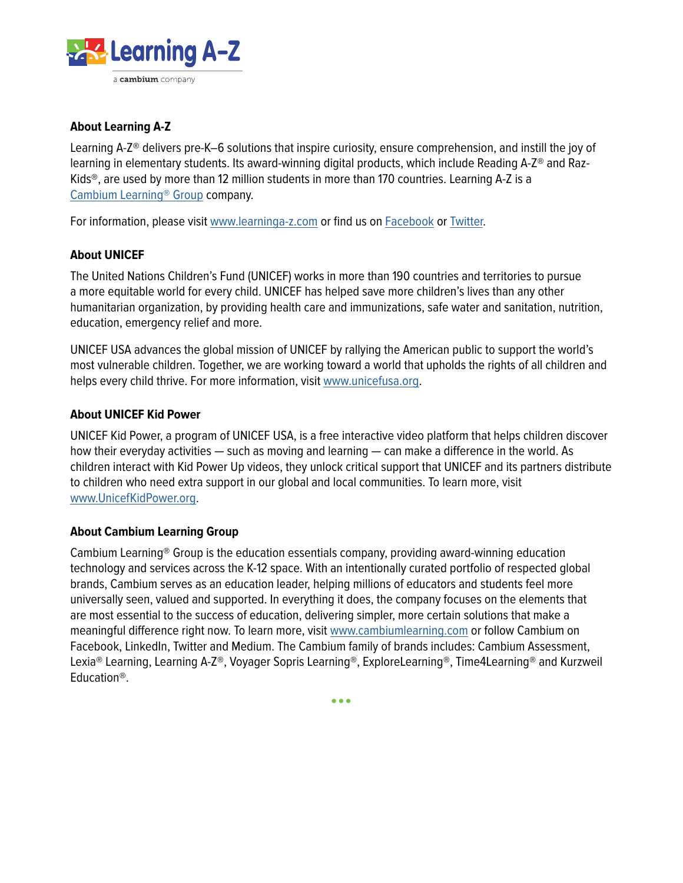### About Learning A-Z

Learning A-Z® delivers pre-K–6 solutions that inspire curiosity, ensure comprehension, and instill the joy of learning in elementary students. Its award-winning digital products, which include Reading A-Z® and Raz-Kids®, are used by more than 12 million students in more than 170 countries. Learning A-Z is a Cambium Learning® Group company.

For information, please visit www.learninga-z.com or find us on Facebook or Twitter.

### About UNICEF

The United Nations Children's Fund (UNICEF) works in more than 190 countries and territories to pursue a more equitable world for every child. UNICEF has helped save more children's lives than any other humanitarian organization, by providing health care and immunizations, safe water and sanitation, nutrition, education, emergency relief and more.

UNICEF USA advances the global mission of UNICEF by rallying the American public to support the world's most vulnerable children. Together, we are working toward a world that upholds the rights of all children and helps every child thrive. For more information, visit www.unicefusa.org.

### About UNICEF Kid Power

UNICEF Kid Power, a program of UNICEF USA, is a free interactive video platform that helps children discover how their everyday activities — such as moving and learning — can make a difference in the world. As children interact with Kid Power Up videos, they unlock critical support that UNICEF and its partners distribute to children who need extra support in our global and local communities. To learn more, visit www.UnicefKidPower.org.

### About Cambium Learning Group

Cambium Learning® Group is the education essentials company, providing award-winning education technology and services across the K-12 space. With an intentionally curated portfolio of respected global brands, Cambium serves as an education leader, helping millions of educators and students feel more universally seen, valued and supported. In everything it does, the company focuses on the elements that are most essential to the success of education, delivering simpler, more certain solutions that make a meaningful difference right now. To learn more, visit www.cambiumlearning.com or follow Cambium on Facebook, LinkedIn, Twitter and Medium. The Cambium family of brands includes: Cambium Assessment, Lexia® Learning, Learning A-Z®, Voyager Sopris Learning®, ExploreLearning®, Time4Learning® and Kurzweil Education®.

•••